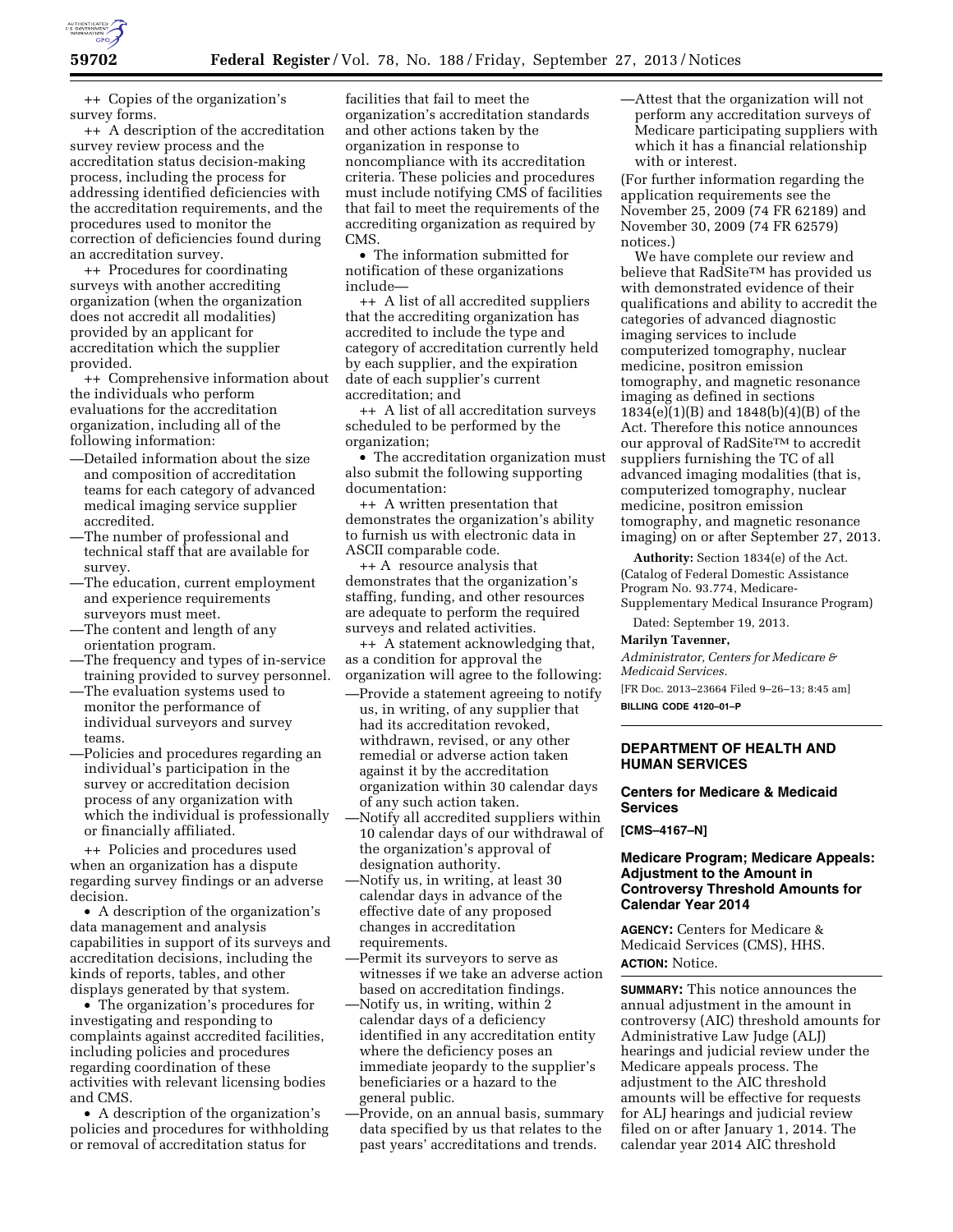++ Copies of the organization's survey forms.

++ A description of the accreditation survey review process and the accreditation status decision-making process, including the process for addressing identified deficiencies with the accreditation requirements, and the procedures used to monitor the correction of deficiencies found during an accreditation survey.

++ Procedures for coordinating surveys with another accrediting organization (when the organization does not accredit all modalities) provided by an applicant for accreditation which the supplier provided.

++ Comprehensive information about the individuals who perform evaluations for the accreditation organization, including all of the following information:

—Detailed information about the size and composition of accreditation teams for each category of advanced medical imaging service supplier accredited.

—The number of professional and technical staff that are available for survey.

—The education, current employment and experience requirements surveyors must meet.

—The content and length of any orientation program.

—The frequency and types of in-service training provided to survey personnel.

—The evaluation systems used to monitor the performance of individual surveyors and survey teams.

—Policies and procedures regarding an individual's participation in the survey or accreditation decision process of any organization with which the individual is professionally or financially affiliated.

++ Policies and procedures used when an organization has a dispute regarding survey findings or an adverse decision.

• A description of the organization's data management and analysis capabilities in support of its surveys and accreditation decisions, including the kinds of reports, tables, and other displays generated by that system.

• The organization's procedures for investigating and responding to complaints against accredited facilities, including policies and procedures regarding coordination of these activities with relevant licensing bodies and CMS.

• A description of the organization's policies and procedures for withholding or removal of accreditation status for facilities that fail to meet the organization's accreditation standards and other actions taken by the organization in response to noncompliance with its accreditation criteria. These policies and procedures must include notifying CMS of facilities that fail to meet the requirements of the accrediting organization as required by CMS.

• The information submitted for notification of these organizations include—

++ A list of all accredited suppliers that the accrediting organization has accredited to include the type and category of accreditation currently held by each supplier, and the expiration date of each supplier's current accreditation; and

++ A list of all accreditation surveys scheduled to be performed by the organization;

• The accreditation organization must also submit the following supporting documentation:

++ A written presentation that demonstrates the organization's ability to furnish us with electronic data in ASCII comparable code.

++ A resource analysis that demonstrates that the organization's staffing, funding, and other resources are adequate to perform the required surveys and related activities.

++ A statement acknowledging that, as a condition for approval the organization will agree to the following:

—Provide a statement agreeing to notify us, in writing, of any supplier that had its accreditation revoked, withdrawn, revised, or any other remedial or adverse action taken against it by the accreditation organization within 30 calendar days of any such action taken.

—Notify all accredited suppliers within 10 calendar days of our withdrawal of the organization's approval of designation authority.

—Notify us, in writing, at least 30 calendar days in advance of the effective date of any proposed changes in accreditation requirements.

—Permit its surveyors to serve as witnesses if we take an adverse action based on accreditation findings.

—Notify us, in writing, within 2 calendar days of a deficiency identified in any accreditation entity where the deficiency poses an immediate jeopardy to the supplier's beneficiaries or a hazard to the general public.

—Provide, on an annual basis, summary data specified by us that relates to the past years' accreditations and trends.

—Attest that the organization will not perform any accreditation surveys of Medicare participating suppliers with which it has a financial relationship with or interest.

(For further information regarding the application requirements see the November 25, 2009 (74 FR 62189) and November 30, 2009 (74 FR 62579) notices.)

We have complete our review and believe that RadSite™ has provided us with demonstrated evidence of their qualifications and ability to accredit the categories of advanced diagnostic imaging services to include computerized tomography, nuclear medicine, positron emission tomography, and magnetic resonance imaging as defined in sections 1834(e)(1)(B) and 1848(b)(4)(B) of the Act. Therefore this notice announces our approval of RadSite™ to accredit suppliers furnishing the TC of all advanced imaging modalities (that is, computerized tomography, nuclear medicine, positron emission tomography, and magnetic resonance imaging) on or after September 27, 2013.

**Authority:** Section 1834(e) of the Act. (Catalog of Federal Domestic Assistance Program No. 93.774, Medicare-Supplementary Medical Insurance Program)

Dated: September 19, 2013.

**Marilyn Tavenner,**

*Administrator, Centers for Medicare & Medicaid Services.*

[FR Doc. 2013–23664 Filed 9–26–13; 8:45 am]

**BILLING CODE 4120–01–P**

## DEPARTMENT OF HEALTH AND HUMAN SERVICES

### Centers for Medicare & Medicaid Services

**[CMS–4167–N]**

### Medicare Program; Medicare Appeals: Adjustment to the Amount in Controversy Threshold Amounts for Calendar Year 2014

**AGENCY:** Centers for Medicare & Medicaid Services (CMS), HHS.

**ACTION:** Notice.

**SUMMARY:** This notice announces the annual adjustment in the amount in controversy (AIC) threshold amounts for Administrative Law Judge (ALJ) hearings and judicial review under the Medicare appeals process. The adjustment to the AIC threshold amounts will be effective for requests for ALJ hearings and judicial review filed on or after January 1, 2014. The calendar year 2014 AIC threshold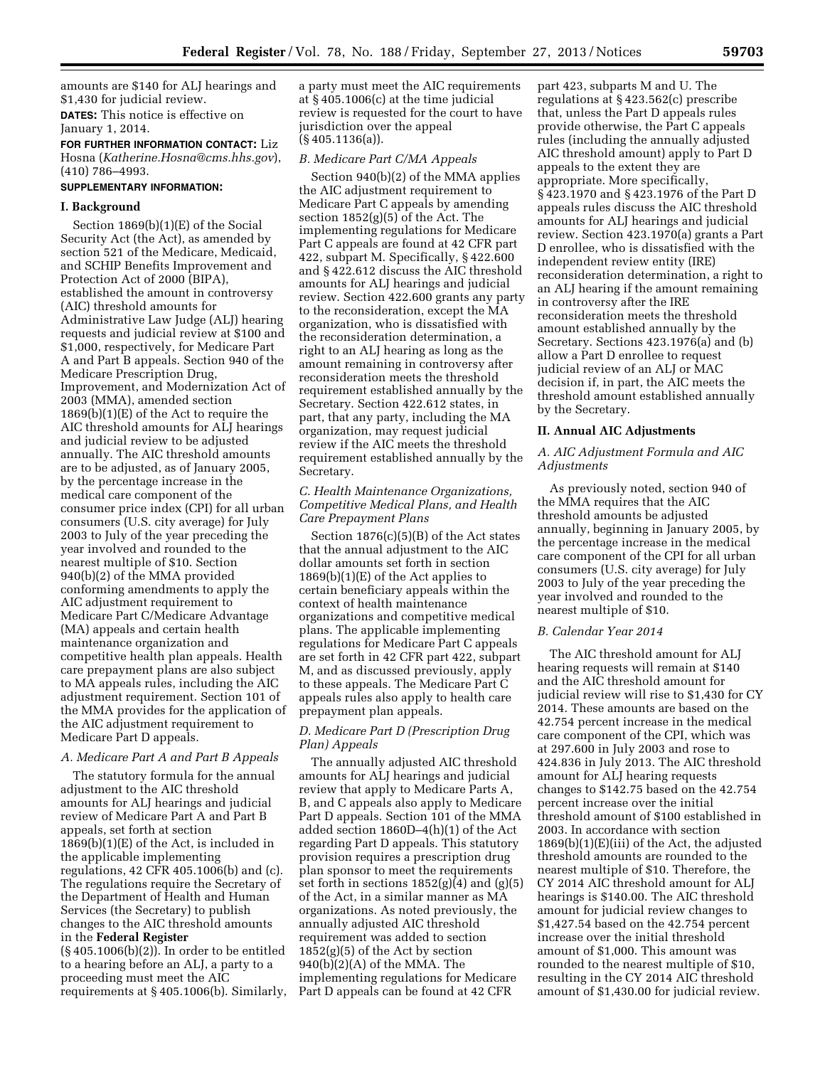amounts are $140 for ALJ hearings and $1,430 for judicial review.

**DATES:** This notice is effective on January 1, 2014.

**FOR FURTHER INFORMATION CONTACT:** Liz Hosna (*Katherine.Hosna@cms.hhs.gov*), (410) 786–4993.

**SUPPLEMENTARY INFORMATION:**

## I. Background

Section 1869(b)(1)(E) of the Social Security Act (the Act), as amended by section 521 of the Medicare, Medicaid, and SCHIP Benefits Improvement and Protection Act of 2000 (BIPA), established the amount in controversy (AIC) threshold amounts for Administrative Law Judge (ALJ) hearing requests and judicial review at $100 and $1,000, respectively, for Medicare Part A and Part B appeals. Section 940 of the Medicare Prescription Drug, Improvement, and Modernization Act of 2003 (MMA), amended section 1869(b)(1)(E) of the Act to require the AIC threshold amounts for ALJ hearings and judicial review to be adjusted annually. The AIC threshold amounts are to be adjusted, as of January 2005, by the percentage increase in the medical care component of the consumer price index (CPI) for all urban consumers (U.S. city average) for July 2003 to July of the year preceding the year involved and rounded to the nearest multiple of $10. Section 940(b)(2) of the MMA provided conforming amendments to apply the AIC adjustment requirement to Medicare Part C/Medicare Advantage (MA) appeals and certain health maintenance organization and competitive health plan appeals. Health care prepayment plans are also subject to MA appeals rules, including the AIC adjustment requirement. Section 101 of the MMA provides for the application of the AIC adjustment requirement to Medicare Part D appeals.

### A. Medicare Part A and Part B Appeals

The statutory formula for the annual adjustment to the AIC threshold amounts for ALJ hearings and judicial review of Medicare Part A and Part B appeals, set forth at section 1869(b)(1)(E) of the Act, is included in the applicable implementing regulations, 42 CFR 405.1006(b) and (c). The regulations require the Secretary of the Department of Health and Human Services (the Secretary) to publish changes to the AIC threshold amounts in the **Federal Register** (§ 405.1006(b)(2)). In order to be entitled to a hearing before an ALJ, a party to a proceeding must meet the AIC requirements at § 405.1006(b). Similarly, a party must meet the AIC requirements at § 405.1006(c) at the time judicial review is requested for the court to have jurisdiction over the appeal (§ 405.1136(a)).

### B. Medicare Part C/MA Appeals

Section 940(b)(2) of the MMA applies the AIC adjustment requirement to Medicare Part C appeals by amending section 1852(g)(5) of the Act. The implementing regulations for Medicare Part C appeals are found at 42 CFR part 422, subpart M. Specifically, § 422.600 and § 422.612 discuss the AIC threshold amounts for ALJ hearings and judicial review. Section 422.600 grants any party to the reconsideration, except the MA organization, who is dissatisfied with the reconsideration determination, a right to an ALJ hearing as long as the amount remaining in controversy after reconsideration meets the threshold requirement established annually by the Secretary. Section 422.612 states, in part, that any party, including the MA organization, may request judicial review if the AIC meets the threshold requirement established annually by the Secretary.

### C. Health Maintenance Organizations, Competitive Medical Plans, and Health Care Prepayment Plans

Section 1876(c)(5)(B) of the Act states that the annual adjustment to the AIC dollar amounts set forth in section 1869(b)(1)(E) of the Act applies to certain beneficiary appeals within the context of health maintenance organizations and competitive medical plans. The applicable implementing regulations for Medicare Part C appeals are set forth in 42 CFR part 422, subpart M, and as discussed previously, apply to these appeals. The Medicare Part C appeals rules also apply to health care prepayment plan appeals.

### D. Medicare Part D (Prescription Drug Plan) Appeals

The annually adjusted AIC threshold amounts for ALJ hearings and judicial review that apply to Medicare Parts A, B, and C appeals also apply to Medicare Part D appeals. Section 101 of the MMA added section 1860D–4(h)(1) of the Act regarding Part D appeals. This statutory provision requires a prescription drug plan sponsor to meet the requirements set forth in sections 1852(g)(4) and (g)(5) of the Act, in a similar manner as MA organizations. As noted previously, the annually adjusted AIC threshold requirement was added to section 1852(g)(5) of the Act by section 940(b)(2)(A) of the MMA. The implementing regulations for Medicare Part D appeals can be found at 42 CFR part 423, subparts M and U. The regulations at § 423.562(c) prescribe that, unless the Part D appeals rules provide otherwise, the Part C appeals rules (including the annually adjusted AIC threshold amount) apply to Part D appeals to the extent they are appropriate. More specifically, § 423.1970 and § 423.1976 of the Part D appeals rules discuss the AIC threshold amounts for ALJ hearings and judicial review. Section 423.1970(a) grants a Part D enrollee, who is dissatisfied with the independent review entity (IRE) reconsideration determination, a right to an ALJ hearing if the amount remaining in controversy after the IRE reconsideration meets the threshold amount established annually by the Secretary. Sections 423.1976(a) and (b) allow a Part D enrollee to request judicial review of an ALJ or MAC decision if, in part, the AIC meets the threshold amount established annually by the Secretary.

## II. Annual AIC Adjustments

### A. AIC Adjustment Formula and AIC Adjustments

As previously noted, section 940 of the MMA requires that the AIC threshold amounts be adjusted annually, beginning in January 2005, by the percentage increase in the medical care component of the CPI for all urban consumers (U.S. city average) for July 2003 to July of the year preceding the year involved and rounded to the nearest multiple of $10.

### B. Calendar Year 2014

The AIC threshold amount for ALJ hearing requests will remain at $140 and the AIC threshold amount for judicial review will rise to $1,430 for CY 2014. These amounts are based on the 42.754 percent increase in the medical care component of the CPI, which was at 297.600 in July 2003 and rose to 424.836 in July 2013. The AIC threshold amount for ALJ hearing requests changes to $142.75 based on the 42.754 percent increase over the initial threshold amount of $100 established in 2003. In accordance with section 1869(b)(1)(E)(iii) of the Act, the adjusted threshold amounts are rounded to the nearest multiple of $10. Therefore, the CY 2014 AIC threshold amount for ALJ hearings is $140.00. The AIC threshold amount for judicial review changes to $1,427.54 based on the 42.754 percent increase over the initial threshold amount of $1,000. This amount was rounded to the nearest multiple of $10, resulting in the CY 2014 AIC threshold amount of $1,430.00 for judicial review.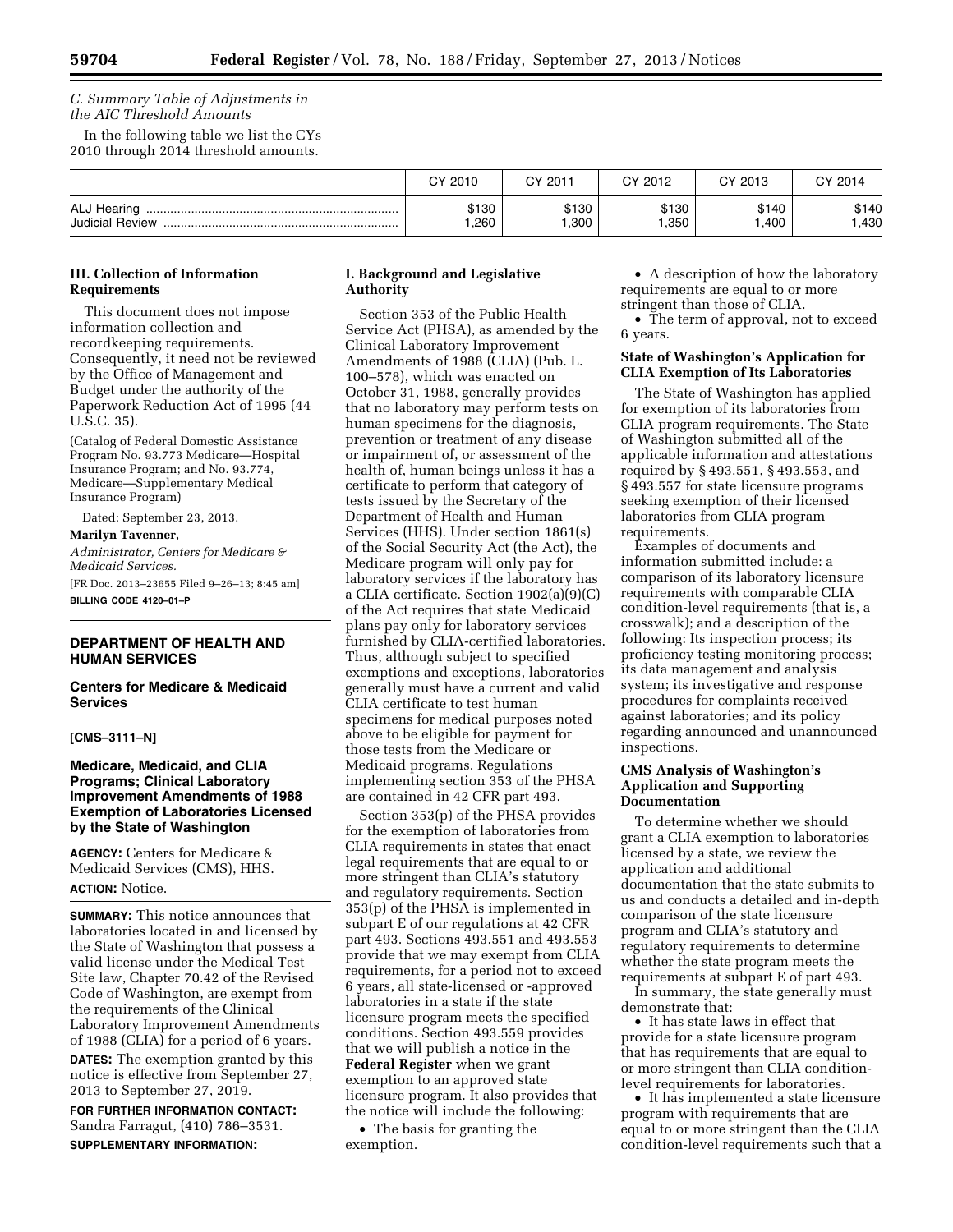*C. Summary Table of Adjustments in the AIC Threshold Amounts*

In the following table we list the CYs 2010 through 2014 threshold amounts.

| | CY 2010 | CY 2011 | CY 2012 | CY 2013 | CY 2014 |
|---|---|---|---|---|---|
| ALJ Hearing | $130 | $130 | $130 | $140 | $140 |
| Judicial Review | 1,260 | 1,300 | 1,350 | 1,400 | 1,430 |

## III. Collection of Information Requirements

This document does not impose information collection and recordkeeping requirements. Consequently, it need not be reviewed by the Office of Management and Budget under the authority of the Paperwork Reduction Act of 1995 (44 U.S.C. 35).

(Catalog of Federal Domestic Assistance Program No. 93.773 Medicare—Hospital Insurance Program; and No. 93.774, Medicare—Supplementary Medical Insurance Program)

Dated: September 23, 2013.

**Marilyn Tavenner,**

*Administrator, Centers for Medicare & Medicaid Services.*

[FR Doc. 2013–23655 Filed 9–26–13; 8:45 am]

**BILLING CODE 4120–01–P**

---

# DEPARTMENT OF HEALTH AND HUMAN SERVICES

## Centers for Medicare & Medicaid Services

**[CMS–3111–N]**

## Medicare, Medicaid, and CLIA Programs; Clinical Laboratory Improvement Amendments of 1988 Exemption of Laboratories Licensed by the State of Washington

**AGENCY:** Centers for Medicare & Medicaid Services (CMS), HHS.

**ACTION:** Notice.

**SUMMARY:** This notice announces that laboratories located in and licensed by the State of Washington that possess a valid license under the Medical Test Site law, Chapter 70.42 of the Revised Code of Washington, are exempt from the requirements of the Clinical Laboratory Improvement Amendments of 1988 (CLIA) for a period of 6 years.

**DATES:** The exemption granted by this notice is effective from September 27, 2013 to September 27, 2019.

**FOR FURTHER INFORMATION CONTACT:** Sandra Farragut, (410) 786–3531.

**SUPPLEMENTARY INFORMATION:**

## I. Background and Legislative Authority

Section 353 of the Public Health Service Act (PHSA), as amended by the Clinical Laboratory Improvement Amendments of 1988 (CLIA) (Pub. L. 100–578), which was enacted on October 31, 1988, generally provides that no laboratory may perform tests on human specimens for the diagnosis, prevention or treatment of any disease or impairment of, or assessment of the health of, human beings unless it has a certificate to perform that category of tests issued by the Secretary of the Department of Health and Human Services (HHS). Under section 1861(s) of the Social Security Act (the Act), the Medicare program will only pay for laboratory services if the laboratory has a CLIA certificate. Section 1902(a)(9)(C) of the Act requires that state Medicaid plans pay only for laboratory services furnished by CLIA-certified laboratories. Thus, although subject to specified exemptions and exceptions, laboratories generally must have a current and valid CLIA certificate to test human specimens for medical purposes noted above to be eligible for payment for those tests from the Medicare or Medicaid programs. Regulations implementing section 353 of the PHSA are contained in 42 CFR part 493.

Section 353(p) of the PHSA provides for the exemption of laboratories from CLIA requirements in states that enact legal requirements that are equal to or more stringent than CLIA's statutory and regulatory requirements. Section 353(p) of the PHSA is implemented in subpart E of our regulations at 42 CFR part 493. Sections 493.551 and 493.553 provide that we may exempt from CLIA requirements, for a period not to exceed 6 years, all state-licensed or -approved laboratories in a state if the state licensure program meets the specified conditions. Section 493.559 provides that we will publish a notice in the **Federal Register** when we grant exemption to an approved state licensure program. It also provides that the notice will include the following:

- The basis for granting the exemption.
- A description of how the laboratory requirements are equal to or more stringent than those of CLIA.
- The term of approval, not to exceed 6 years.

### State of Washington's Application for CLIA Exemption of Its Laboratories

The State of Washington has applied for exemption of its laboratories from CLIA program requirements. The State of Washington submitted all of the applicable information and attestations required by § 493.551, § 493.553, and § 493.557 for state licensure programs seeking exemption of their licensed laboratories from CLIA program requirements.

Examples of documents and information submitted include: a comparison of its laboratory licensure requirements with comparable CLIA condition-level requirements (that is, a crosswalk); and a description of the following: Its inspection process; its proficiency testing monitoring process; its data management and analysis system; its investigative and response procedures for complaints received against laboratories; and its policy regarding announced and unannounced inspections.

### CMS Analysis of Washington's Application and Supporting Documentation

To determine whether we should grant a CLIA exemption to laboratories licensed by a state, we review the application and additional documentation that the state submits to us and conducts a detailed and in-depth comparison of the state licensure program and CLIA's statutory and regulatory requirements to determine whether the state program meets the requirements at subpart E of part 493.

In summary, the state generally must demonstrate that:

- It has state laws in effect that provide for a state licensure program that has requirements that are equal to or more stringent than CLIA condition-level requirements for laboratories.
- It has implemented a state licensure program with requirements that are equal to or more stringent than the CLIA condition-level requirements such that a